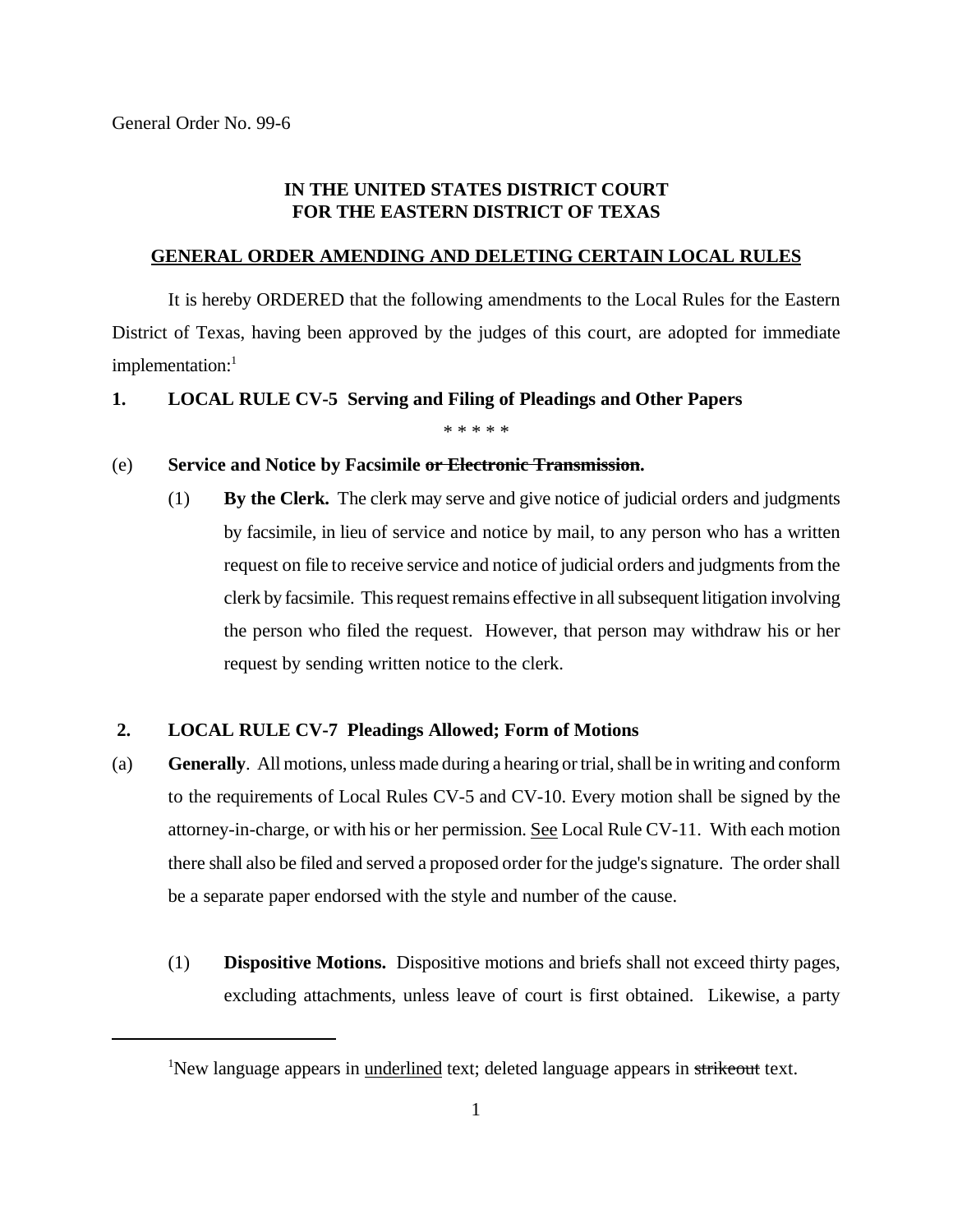General Order No. 99-6

**IN THE UNITED STATES DISTRICT COURT**
**FOR THE EASTERN DISTRICT OF TEXAS**

**GENERAL ORDER AMENDING AND DELETING CERTAIN LOCAL RULES**

It is hereby ORDERED that the following amendments to the Local Rules for the Eastern District of Texas, having been approved by the judges of this court, are adopted for immediate implementation:[1]

**1. LOCAL RULE CV-5 Serving and Filing of Pleadings and Other Papers**

\* \* \* \* \*

(e) **Service and Notice by Facsimile ~~or Electronic Transmission~~.**

(1) **By the Clerk.** The clerk may serve and give notice of judicial orders and judgments by facsimile, in lieu of service and notice by mail, to any person who has a written request on file to receive service and notice of judicial orders and judgments from the clerk by facsimile. This request remains effective in all subsequent litigation involving the person who filed the request. However, that person may withdraw his or her request by sending written notice to the clerk.

**2. LOCAL RULE CV-7 Pleadings Allowed; Form of Motions**

(a) **Generally**. All motions, unless made during a hearing or trial, shall be in writing and conform to the requirements of Local Rules CV-5 and CV-10. Every motion shall be signed by the attorney-in-charge, or with his or her permission. <u>See</u> Local Rule CV-11. With each motion there shall also be filed and served a proposed order for the judge's signature. The order shall be a separate paper endorsed with the style and number of the cause.

(1) **Dispositive Motions.** Dispositive motions and briefs shall not exceed thirty pages, excluding attachments, unless leave of court is first obtained. Likewise, a party

---

[1]New language appears in <u>underlined</u> text; deleted language appears in ~~strikeout~~ text.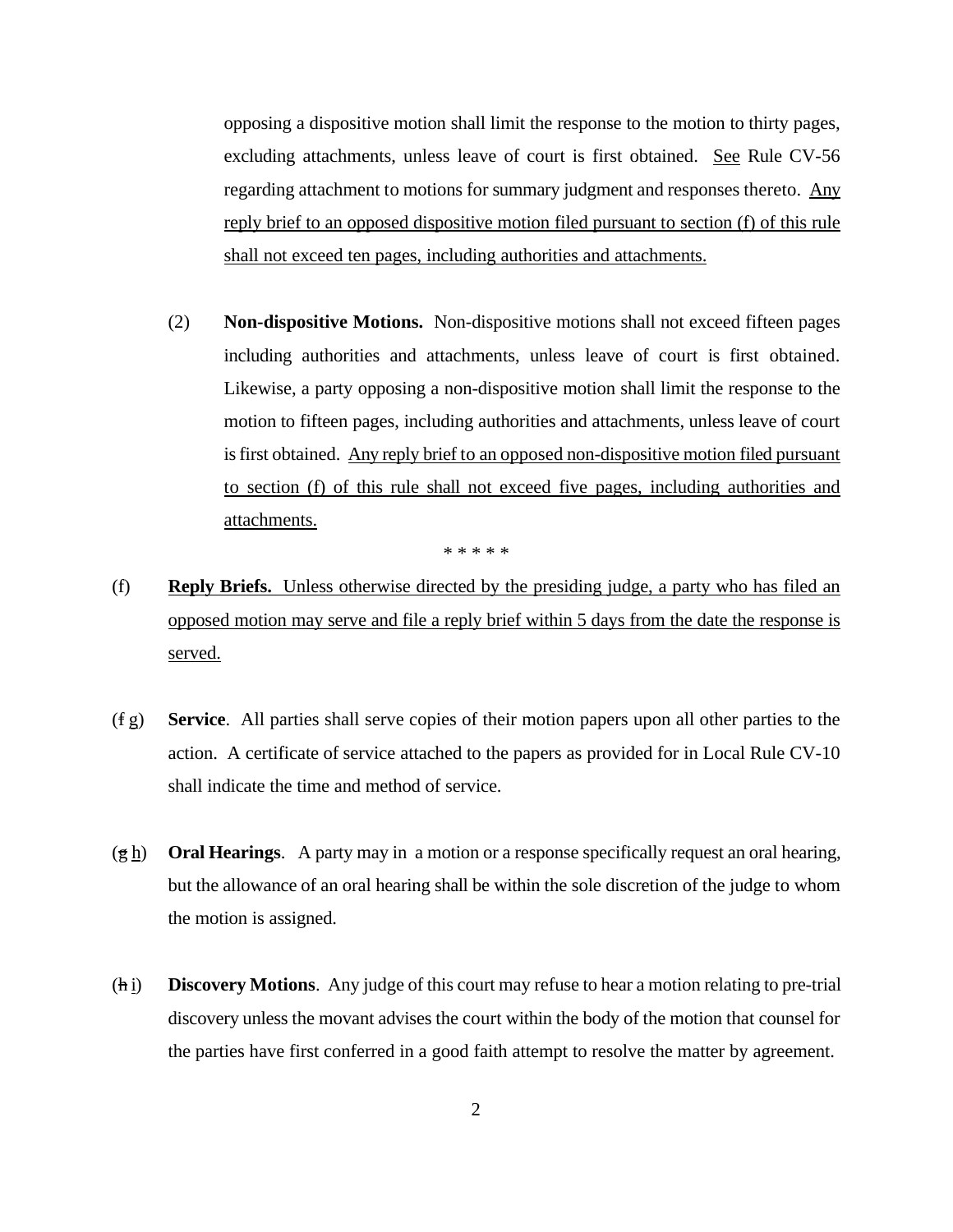opposing a dispositive motion shall limit the response to the motion to thirty pages, excluding attachments, unless leave of court is first obtained. <u>See</u> Rule CV-56 regarding attachment to motions for summary judgment and responses thereto. <u>Any reply brief to an opposed dispositive motion filed pursuant to section (f) of this rule shall not exceed ten pages, including authorities and attachments.</u>

(2) **Non-dispositive Motions.** Non-dispositive motions shall not exceed fifteen pages including authorities and attachments, unless leave of court is first obtained. Likewise, a party opposing a non-dispositive motion shall limit the response to the motion to fifteen pages, including authorities and attachments, unless leave of court is first obtained. <u>Any reply brief to an opposed non-dispositive motion filed pursuant to section (f) of this rule shall not exceed five pages, including authorities and attachments.</u>

* * * * *

(f) <u>**Reply Briefs.** Unless otherwise directed by the presiding judge, a party who has filed an opposed motion may serve and file a reply brief within 5 days from the date the response is served.</u>

(~~f~~ <u>g</u>) **Service**. All parties shall serve copies of their motion papers upon all other parties to the action. A certificate of service attached to the papers as provided for in Local Rule CV-10 shall indicate the time and method of service.

(~~g~~ <u>h</u>) **Oral Hearings**. A party may in a motion or a response specifically request an oral hearing, but the allowance of an oral hearing shall be within the sole discretion of the judge to whom the motion is assigned.

(~~h~~ <u>i</u>) **Discovery Motions**. Any judge of this court may refuse to hear a motion relating to pre-trial discovery unless the movant advises the court within the body of the motion that counsel for the parties have first conferred in a good faith attempt to resolve the matter by agreement.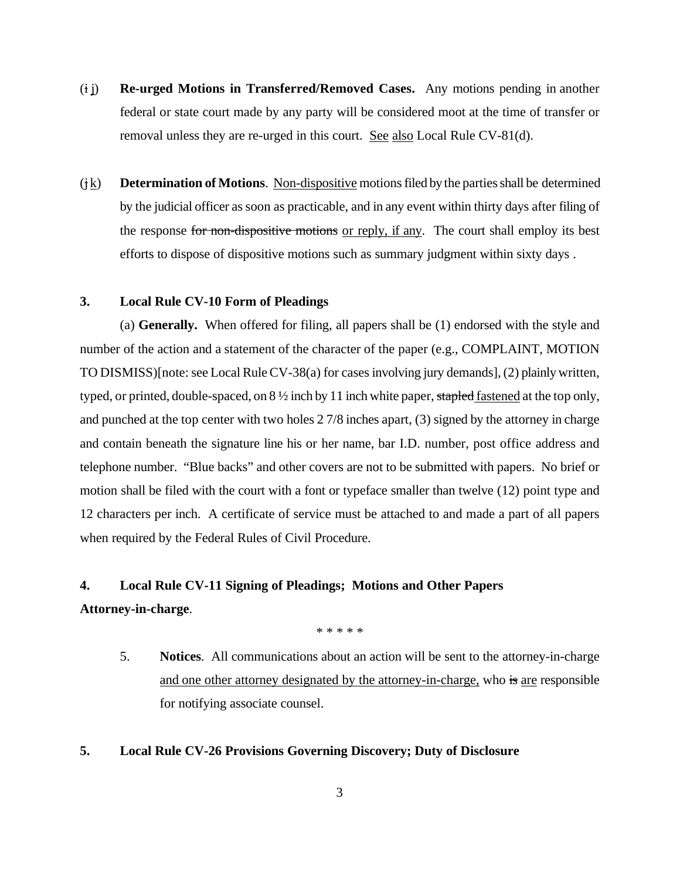(~~i~~ <u>j</u>) **Re-urged Motions in Transferred/Removed Cases.** Any motions pending in another federal or state court made by any party will be considered moot at the time of transfer or removal unless they are re-urged in this court. <u>See</u> <u>also</u> Local Rule CV-81(d).

(~~j~~ <u>k</u>) **Determination of Motions**. <u>Non-dispositive</u> motions filed by the parties shall be determined by the judicial officer as soon as practicable, and in any event within thirty days after filing of the response ~~for non-dispositive motions~~ <u>or reply, if any</u>. The court shall employ its best efforts to dispose of dispositive motions such as summary judgment within sixty days .

**3. Local Rule CV-10 Form of Pleadings**

(a) **Generally.** When offered for filing, all papers shall be (1) endorsed with the style and number of the action and a statement of the character of the paper (e.g., COMPLAINT, MOTION TO DISMISS)[note: see Local Rule CV-38(a) for cases involving jury demands], (2) plainly written, typed, or printed, double-spaced, on 8 ½ inch by 11 inch white paper, ~~stapled~~ <u>fastened</u> at the top only, and punched at the top center with two holes 2 7/8 inches apart, (3) signed by the attorney in charge and contain beneath the signature line his or her name, bar I.D. number, post office address and telephone number. "Blue backs" and other covers are not to be submitted with papers. No brief or motion shall be filed with the court with a font or typeface smaller than twelve (12) point type and 12 characters per inch. A certificate of service must be attached to and made a part of all papers when required by the Federal Rules of Civil Procedure.

**4. Local Rule CV-11 Signing of Pleadings; Motions and Other Papers**
**Attorney-in-charge**.

\* \* \* \* \*

5. **Notices**. All communications about an action will be sent to the attorney-in-charge <u>and one other attorney designated by the attorney-in-charge,</u> who ~~is~~ <u>are</u> responsible for notifying associate counsel.

**5. Local Rule CV-26 Provisions Governing Discovery; Duty of Disclosure**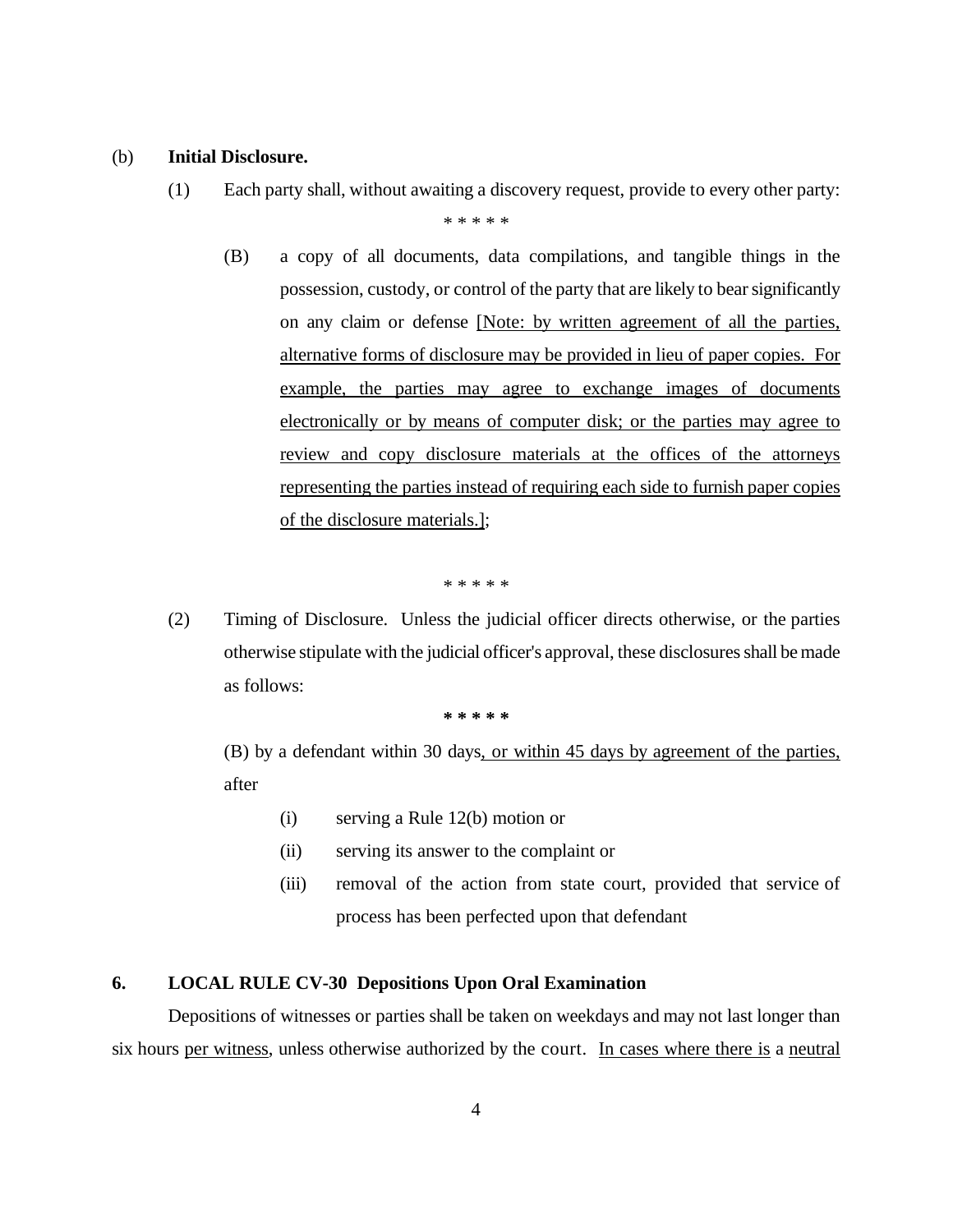(b) **Initial Disclosure.**

(1) Each party shall, without awaiting a discovery request, provide to every other party:

\* \* \* \* \*

(B) a copy of all documents, data compilations, and tangible things in the possession, custody, or control of the party that are likely to bear significantly on any claim or defense <u>[Note: by written agreement of all the parties, alternative forms of disclosure may be provided in lieu of paper copies. For example, the parties may agree to exchange images of documents electronically or by means of computer disk; or the parties may agree to review and copy disclosure materials at the offices of the attorneys representing the parties instead of requiring each side to furnish paper copies of the disclosure materials.]</u>;

\* \* \* \* \*

(2) Timing of Disclosure. Unless the judicial officer directs otherwise, or the parties otherwise stipulate with the judicial officer's approval, these disclosures shall be made as follows:

**\* \* \* \* \***

(B) by a defendant within 30 days<u>, or within 45 days by agreement of the parties,</u> after

- (i) serving a Rule 12(b) motion or
- (ii) serving its answer to the complaint or
- (iii) removal of the action from state court, provided that service of process has been perfected upon that defendant

**6. LOCAL RULE CV-30 Depositions Upon Oral Examination**

Depositions of witnesses or parties shall be taken on weekdays and may not last longer than six hours <u>per witness</u>, unless otherwise authorized by the court. <u>In cases where there is</u> a <u>neutral</u>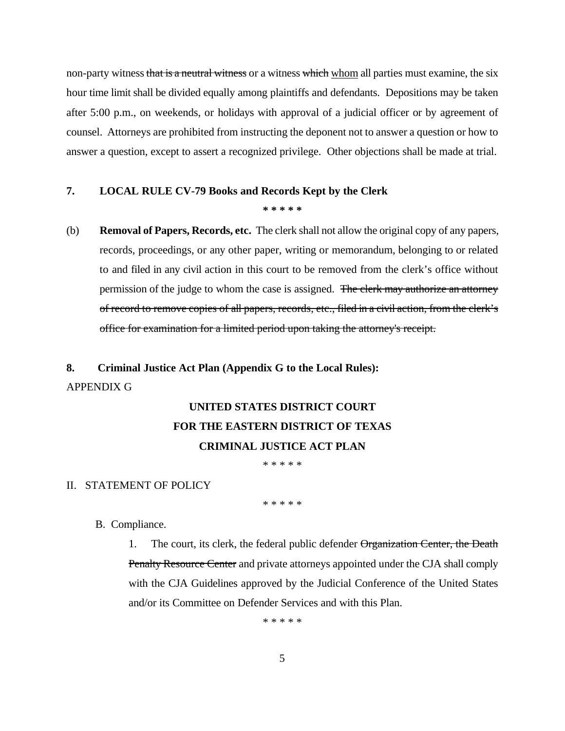non-party witness ~~that is a neutral witness~~ or a witness ~~which~~ <u>whom</u> all parties must examine, the six hour time limit shall be divided equally among plaintiffs and defendants. Depositions may be taken after 5:00 p.m., on weekends, or holidays with approval of a judicial officer or by agreement of counsel. Attorneys are prohibited from instructing the deponent not to answer a question or how to answer a question, except to assert a recognized privilege. Other objections shall be made at trial.

**7. LOCAL RULE CV-79 Books and Records Kept by the Clerk**

**\* \* \* \* \***

(b) **Removal of Papers, Records, etc.** The clerk shall not allow the original copy of any papers, records, proceedings, or any other paper, writing or memorandum, belonging to or related to and filed in any civil action in this court to be removed from the clerk's office without permission of the judge to whom the case is assigned. ~~The clerk may authorize an attorney of record to remove copies of all papers, records, etc., filed in a civil action, from the clerk's office for examination for a limited period upon taking the attorney's receipt.~~

**8. Criminal Justice Act Plan (Appendix G to the Local Rules):**

APPENDIX G

**UNITED STATES DISTRICT COURT**
**FOR THE EASTERN DISTRICT OF TEXAS**
**CRIMINAL JUSTICE ACT PLAN**

\* \* \* \* \*

II. STATEMENT OF POLICY

\* \* \* \* \*

B. Compliance.

1. The court, its clerk, the federal public defender ~~Organization Center, the Death Penalty Resource Center~~ and private attorneys appointed under the CJA shall comply with the CJA Guidelines approved by the Judicial Conference of the United States and/or its Committee on Defender Services and with this Plan.

\* \* \* \* \*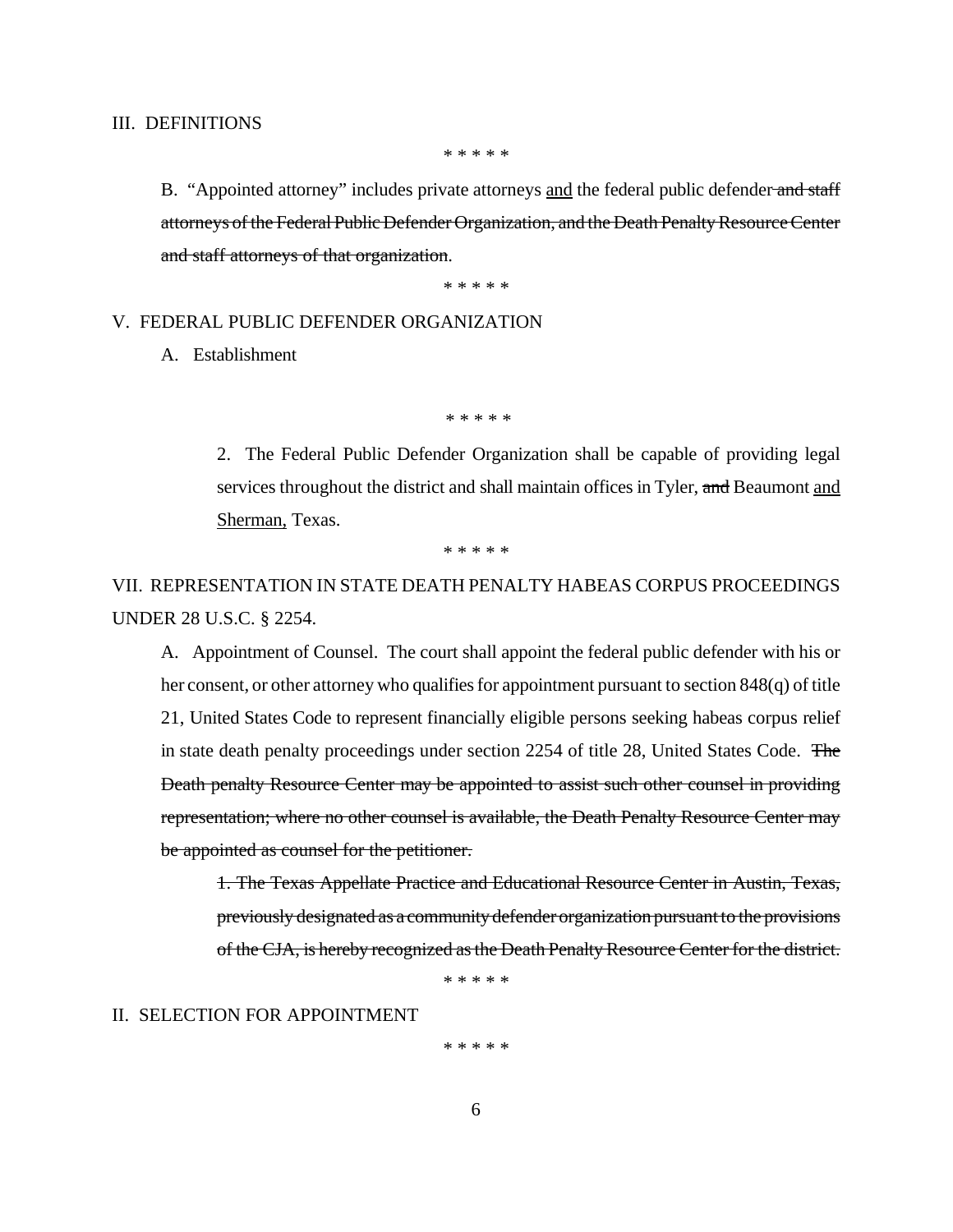III. DEFINITIONS

\* \* \* \* \*

B. "Appointed attorney" includes private attorneys <u>and</u> the federal public defender ~~and staff attorneys of the Federal Public Defender Organization, and the Death Penalty Resource Center and staff attorneys of that organization~~.

\* \* \* \* \*

V. FEDERAL PUBLIC DEFENDER ORGANIZATION

A. Establishment

\* \* \* \* \*

2. The Federal Public Defender Organization shall be capable of providing legal services throughout the district and shall maintain offices in Tyler, ~~and~~ Beaumont <u>and Sherman,</u> Texas.

\* \* \* \* \*

VII. REPRESENTATION IN STATE DEATH PENALTY HABEAS CORPUS PROCEEDINGS UNDER 28 U.S.C. § 2254.

A. Appointment of Counsel. The court shall appoint the federal public defender with his or her consent, or other attorney who qualifies for appointment pursuant to section 848(q) of title 21, United States Code to represent financially eligible persons seeking habeas corpus relief in state death penalty proceedings under section 2254 of title 28, United States Code. ~~The Death penalty Resource Center may be appointed to assist such other counsel in providing representation; where no other counsel is available, the Death Penalty Resource Center may be appointed as counsel for the petitioner.~~

~~1. The Texas Appellate Practice and Educational Resource Center in Austin, Texas, previously designated as a community defender organization pursuant to the provisions of the CJA, is hereby recognized as the Death Penalty Resource Center for the district.~~

\* \* \* \* \*

II. SELECTION FOR APPOINTMENT

\* \* \* \* \*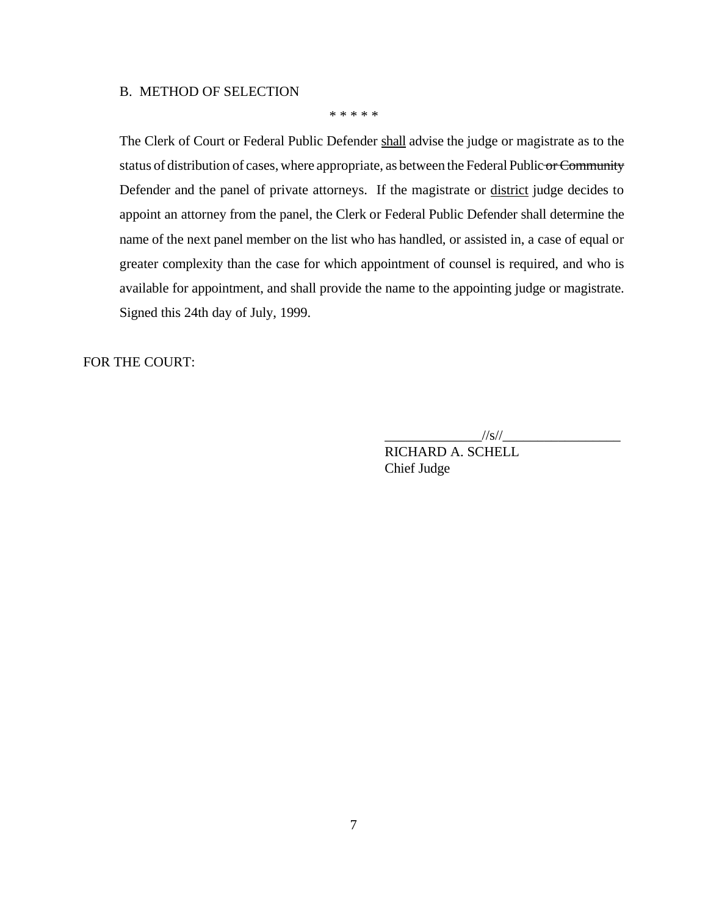B. METHOD OF SELECTION

\* \* \* \* \*

The Clerk of Court or Federal Public Defender <u>shall</u> advise the judge or magistrate as to the status of distribution of cases, where appropriate, as between the Federal Public ~~or Community~~ Defender and the panel of private attorneys. If the magistrate or <u>district</u> judge decides to appoint an attorney from the panel, the Clerk or Federal Public Defender shall determine the name of the next panel member on the list who has handled, or assisted in, a case of equal or greater complexity than the case for which appointment of counsel is required, and who is available for appointment, and shall provide the name to the appointing judge or magistrate. Signed this 24th day of July, 1999.

FOR THE COURT:

______________//s//_________________
RICHARD A. SCHELL
Chief Judge